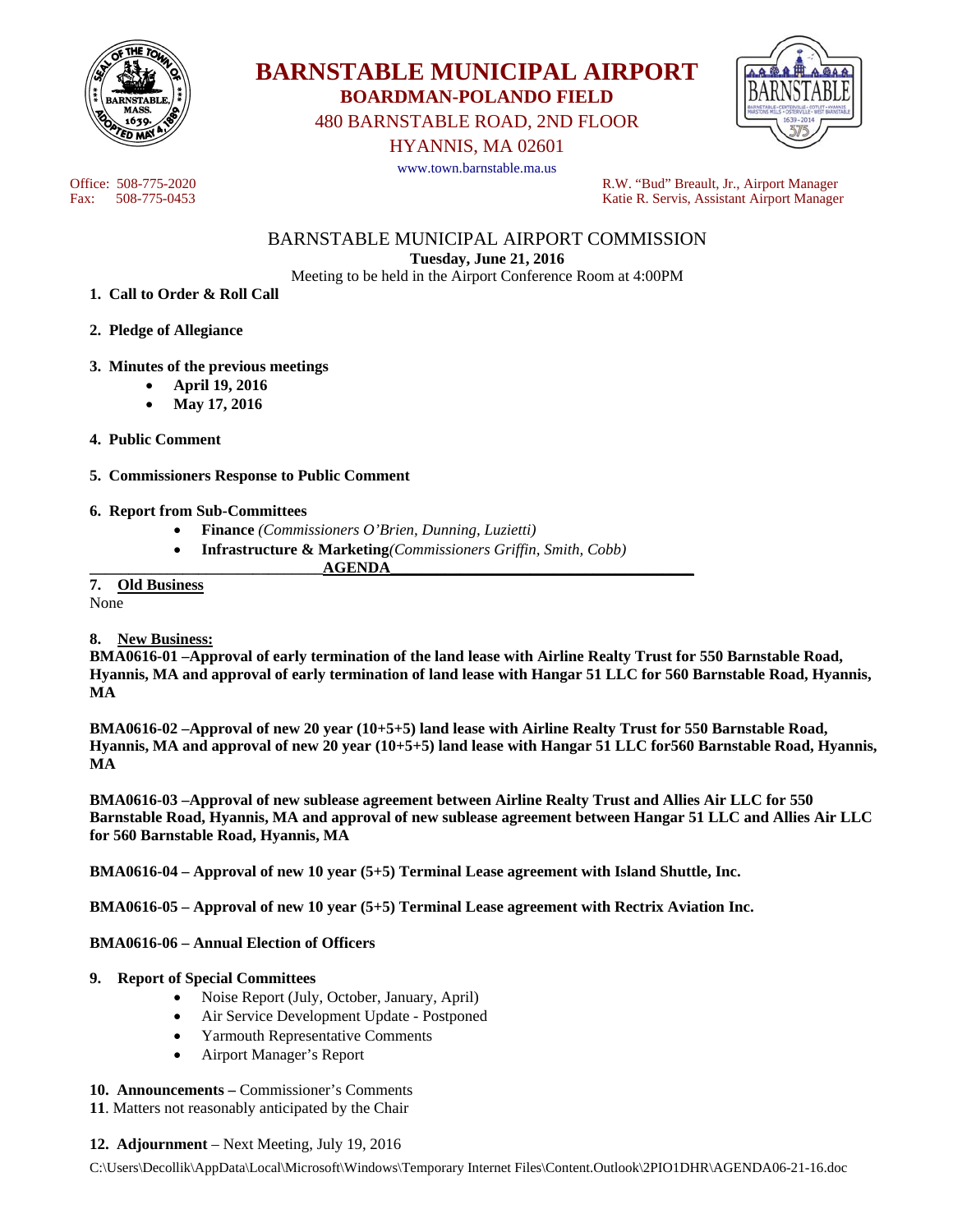# BARNSTABLE MUNICIPAL AIRPORT

## BOARDMAN-POLANDO FIELD

480 BARNSTABLE ROAD, 2ND FLOOR
HYANNIS, MA 02601
www.town.barnstable.ma.us

Office: 508-775-2020
Fax: 508-775-0453

R.W. "Bud" Breault, Jr., Airport Manager
Katie R. Servis, Assistant Airport Manager

BARNSTABLE MUNICIPAL AIRPORT COMMISSION
**Tuesday, June 21, 2016**
Meeting to be held in the Airport Conference Room at 4:00PM

1. **Call to Order & Roll Call**
2. **Pledge of Allegiance**
3. **Minutes of the previous meetings**
   - **April 19, 2016**
   - **May 17, 2016**
4. **Public Comment**
5. **Commissioners Response to Public Comment**
6. **Report from Sub-Committees**
   - **Finance** *(Commissioners O'Brien, Dunning, Luzietti)*
   - **Infrastructure & Marketing***(Commissioners Griffin, Smith, Cobb)*

**AGENDA**

**7. Old Business**
None

**8. New Business:**

**BMA0616-01 –Approval of early termination of the land lease with Airline Realty Trust for 550 Barnstable Road, Hyannis, MA and approval of early termination of land lease with Hangar 51 LLC for 560 Barnstable Road, Hyannis, MA**

**BMA0616-02 –Approval of new 20 year (10+5+5) land lease with Airline Realty Trust for 550 Barnstable Road, Hyannis, MA and approval of new 20 year (10+5+5) land lease with Hangar 51 LLC for560 Barnstable Road, Hyannis, MA**

**BMA0616-03 –Approval of new sublease agreement between Airline Realty Trust and Allies Air LLC for 550 Barnstable Road, Hyannis, MA and approval of new sublease agreement between Hangar 51 LLC and Allies Air LLC for 560 Barnstable Road, Hyannis, MA**

**BMA0616-04 – Approval of new 10 year (5+5) Terminal Lease agreement with Island Shuttle, Inc.**

**BMA0616-05 – Approval of new 10 year (5+5) Terminal Lease agreement with Rectrix Aviation Inc.**

**BMA0616-06 – Annual Election of Officers**

**9. Report of Special Committees**
   - Noise Report (July, October, January, April)
   - Air Service Development Update - Postponed
   - Yarmouth Representative Comments
   - Airport Manager's Report

**10. Announcements –** Commissioner's Comments
**11**. Matters not reasonably anticipated by the Chair

**12. Adjournment** – Next Meeting, July 19, 2016

C:\Users\Decollik\AppData\Local\Microsoft\Windows\Temporary Internet Files\Content.Outlook\2PIO1DHR\AGENDA06-21-16.doc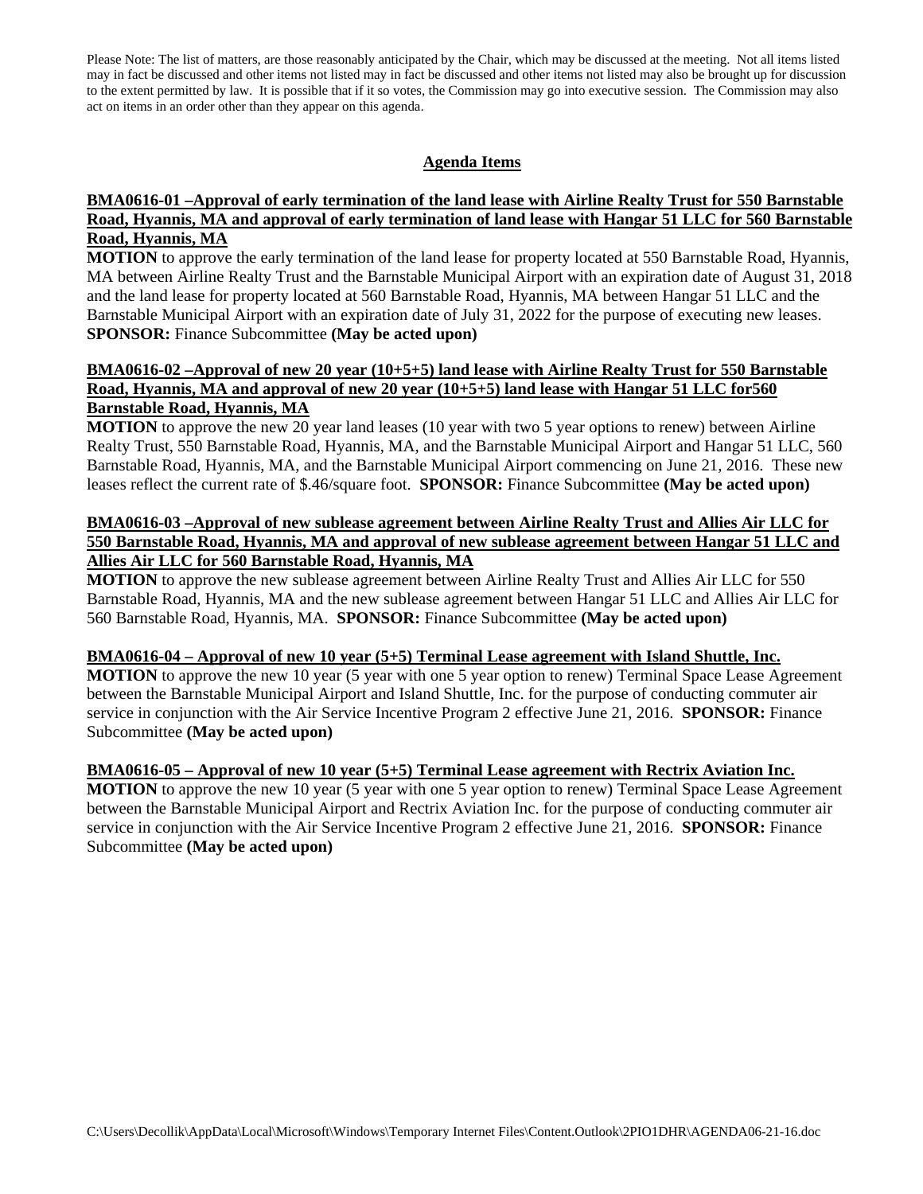Please Note: The list of matters, are those reasonably anticipated by the Chair, which may be discussed at the meeting. Not all items listed may in fact be discussed and other items not listed may in fact be discussed and other items not listed may also be brought up for discussion to the extent permitted by law. It is possible that if it so votes, the Commission may go into executive session. The Commission may also act on items in an order other than they appear on this agenda.

## Agenda Items

**BMA0616-01 –Approval of early termination of the land lease with Airline Realty Trust for 550 Barnstable Road, Hyannis, MA and approval of early termination of land lease with Hangar 51 LLC for 560 Barnstable Road, Hyannis, MA**

**MOTION** to approve the early termination of the land lease for property located at 550 Barnstable Road, Hyannis, MA between Airline Realty Trust and the Barnstable Municipal Airport with an expiration date of August 31, 2018 and the land lease for property located at 560 Barnstable Road, Hyannis, MA between Hangar 51 LLC and the Barnstable Municipal Airport with an expiration date of July 31, 2022 for the purpose of executing new leases. **SPONSOR:** Finance Subcommittee **(May be acted upon)**

**BMA0616-02 –Approval of new 20 year (10+5+5) land lease with Airline Realty Trust for 550 Barnstable Road, Hyannis, MA and approval of new 20 year (10+5+5) land lease with Hangar 51 LLC for560 Barnstable Road, Hyannis, MA**

**MOTION** to approve the new 20 year land leases (10 year with two 5 year options to renew) between Airline Realty Trust, 550 Barnstable Road, Hyannis, MA, and the Barnstable Municipal Airport and Hangar 51 LLC, 560 Barnstable Road, Hyannis, MA, and the Barnstable Municipal Airport commencing on June 21, 2016. These new leases reflect the current rate of $.46/square foot. **SPONSOR:** Finance Subcommittee **(May be acted upon)**

**BMA0616-03 –Approval of new sublease agreement between Airline Realty Trust and Allies Air LLC for 550 Barnstable Road, Hyannis, MA and approval of new sublease agreement between Hangar 51 LLC and Allies Air LLC for 560 Barnstable Road, Hyannis, MA**

**MOTION** to approve the new sublease agreement between Airline Realty Trust and Allies Air LLC for 550 Barnstable Road, Hyannis, MA and the new sublease agreement between Hangar 51 LLC and Allies Air LLC for 560 Barnstable Road, Hyannis, MA. **SPONSOR:** Finance Subcommittee **(May be acted upon)**

**BMA0616-04 – Approval of new 10 year (5+5) Terminal Lease agreement with Island Shuttle, Inc.**

**MOTION** to approve the new 10 year (5 year with one 5 year option to renew) Terminal Space Lease Agreement between the Barnstable Municipal Airport and Island Shuttle, Inc. for the purpose of conducting commuter air service in conjunction with the Air Service Incentive Program 2 effective June 21, 2016. **SPONSOR:** Finance Subcommittee **(May be acted upon)**

**BMA0616-05 – Approval of new 10 year (5+5) Terminal Lease agreement with Rectrix Aviation Inc.**

**MOTION** to approve the new 10 year (5 year with one 5 year option to renew) Terminal Space Lease Agreement between the Barnstable Municipal Airport and Rectrix Aviation Inc. for the purpose of conducting commuter air service in conjunction with the Air Service Incentive Program 2 effective June 21, 2016. **SPONSOR:** Finance Subcommittee **(May be acted upon)**